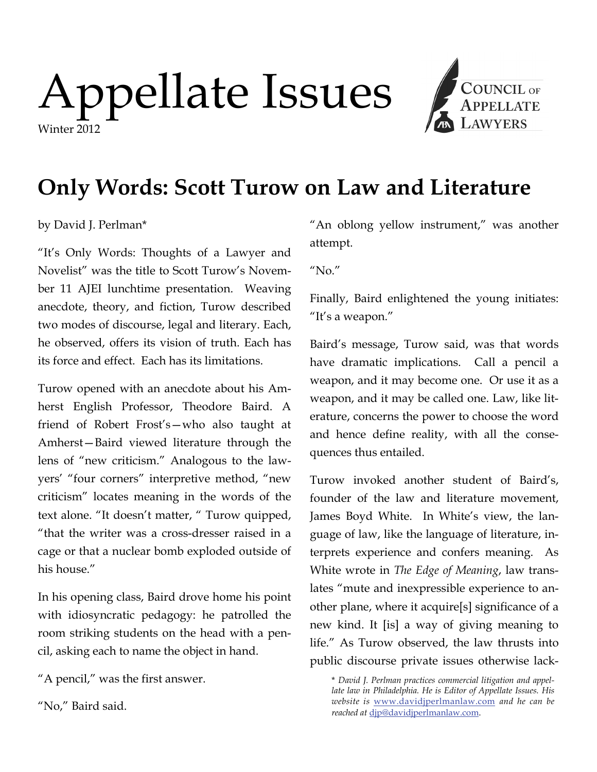# Appellate Issues

Winter 2012

COUNCIL OF APPELLATE LAWYERS

## Only Words: Scott Turow on Law and Literature

by David J. Perlman*

"It's Only Words: Thoughts of a Lawyer and Novelist" was the title to Scott Turow's November 11 AJEI lunchtime presentation. Weaving anecdote, theory, and fiction, Turow described two modes of discourse, legal and literary. Each, he observed, offers its vision of truth. Each has its force and effect. Each has its limitations.

Turow opened with an anecdote about his Amherst English Professor, Theodore Baird. A friend of Robert Frost's—who also taught at Amherst—Baird viewed literature through the lens of "new criticism." Analogous to the lawyers' "four corners" interpretive method, "new criticism" locates meaning in the words of the text alone. "It doesn't matter, " Turow quipped, "that the writer was a cross-dresser raised in a cage or that a nuclear bomb exploded outside of his house."

In his opening class, Baird drove home his point with idiosyncratic pedagogy: he patrolled the room striking students on the head with a pencil, asking each to name the object in hand.

"A pencil," was the first answer.

"No," Baird said.

"An oblong yellow instrument," was another attempt.

"No."

Finally, Baird enlightened the young initiates: "It's a weapon."

Baird's message, Turow said, was that words have dramatic implications. Call a pencil a weapon, and it may become one. Or use it as a weapon, and it may be called one. Law, like literature, concerns the power to choose the word and hence define reality, with all the consequences thus entailed.

Turow invoked another student of Baird's, founder of the law and literature movement, James Boyd White. In White's view, the language of law, like the language of literature, interprets experience and confers meaning. As White wrote in *The Edge of Meaning*, law translates "mute and inexpressible experience to another plane, where it acquire[s] significance of a new kind. It [is] a way of giving meaning to life." As Turow observed, the law thrusts into public discourse private issues otherwise lack-

*\* David J. Perlman practices commercial litigation and appellate law in Philadelphia. He is Editor of Appellate Issues. His website is [www.davidjperlmanlaw.com](http://www.davidjperlmanlaw.com) and he can be reached at [djp@davidjperlmanlaw.com](mailto:djp@davidjperlmanlaw.com).*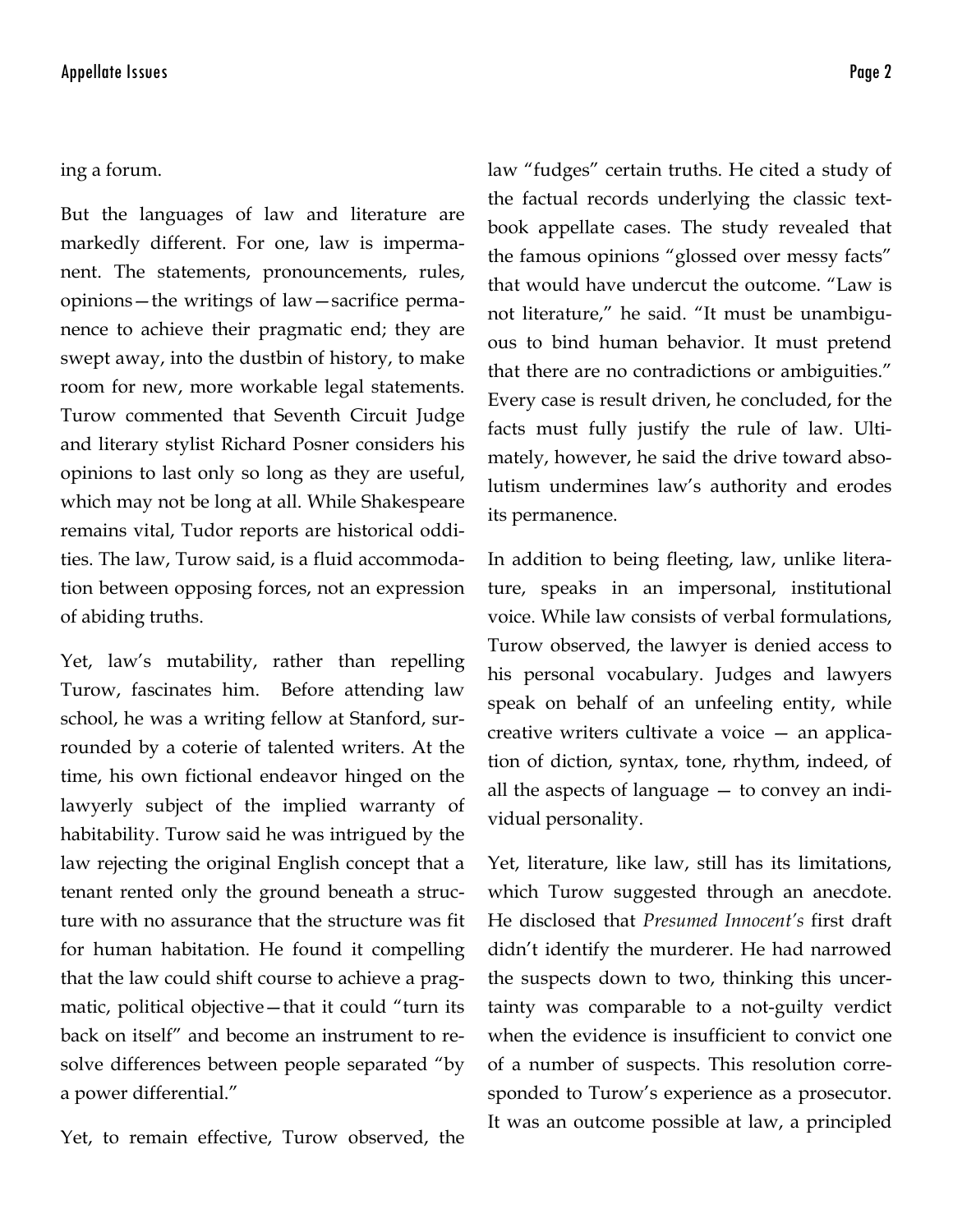ing a forum.

But the languages of law and literature are markedly different. For one, law is impermanent. The statements, pronouncements, rules, opinions—the writings of law—sacrifice permanence to achieve their pragmatic end; they are swept away, into the dustbin of history, to make room for new, more workable legal statements. Turow commented that Seventh Circuit Judge and literary stylist Richard Posner considers his opinions to last only so long as they are useful, which may not be long at all. While Shakespeare remains vital, Tudor reports are historical oddities. The law, Turow said, is a fluid accommodation between opposing forces, not an expression of abiding truths.

Yet, law's mutability, rather than repelling Turow, fascinates him. Before attending law school, he was a writing fellow at Stanford, surrounded by a coterie of talented writers. At the time, his own fictional endeavor hinged on the lawyerly subject of the implied warranty of habitability. Turow said he was intrigued by the law rejecting the original English concept that a tenant rented only the ground beneath a structure with no assurance that the structure was fit for human habitation. He found it compelling that the law could shift course to achieve a pragmatic, political objective—that it could "turn its back on itself" and become an instrument to resolve differences between people separated "by a power differential."

Yet, to remain effective, Turow observed, the law "fudges" certain truths. He cited a study of the factual records underlying the classic textbook appellate cases. The study revealed that the famous opinions "glossed over messy facts" that would have undercut the outcome. "Law is not literature," he said. "It must be unambiguous to bind human behavior. It must pretend that there are no contradictions or ambiguities." Every case is result driven, he concluded, for the facts must fully justify the rule of law. Ultimately, however, he said the drive toward absolutism undermines law's authority and erodes its permanence.

In addition to being fleeting, law, unlike literature, speaks in an impersonal, institutional voice. While law consists of verbal formulations, Turow observed, the lawyer is denied access to his personal vocabulary. Judges and lawyers speak on behalf of an unfeeling entity, while creative writers cultivate a voice — an application of diction, syntax, tone, rhythm, indeed, of all the aspects of language — to convey an individual personality.

Yet, literature, like law, still has its limitations, which Turow suggested through an anecdote. He disclosed that *Presumed Innocent's* first draft didn't identify the murderer. He had narrowed the suspects down to two, thinking this uncertainty was comparable to a not-guilty verdict when the evidence is insufficient to convict one of a number of suspects. This resolution corresponded to Turow's experience as a prosecutor. It was an outcome possible at law, a principled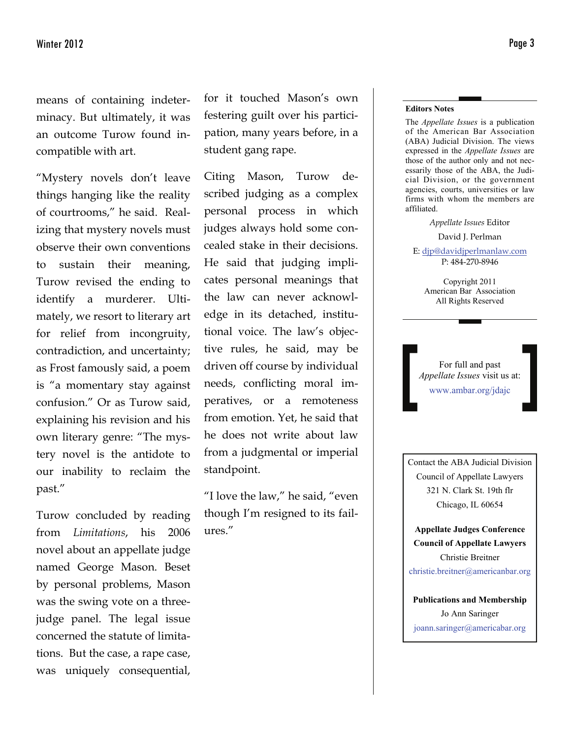means of containing indeterminacy. But ultimately, it was an outcome Turow found incompatible with art.

"Mystery novels don't leave things hanging like the reality of courtrooms," he said. Realizing that mystery novels must observe their own conventions to sustain their meaning, Turow revised the ending to identify a murderer. Ultimately, we resort to literary art for relief from incongruity, contradiction, and uncertainty; as Frost famously said, a poem is "a momentary stay against confusion." Or as Turow said, explaining his revision and his own literary genre: "The mystery novel is the antidote to our inability to reclaim the past."

Turow concluded by reading from *Limitations*, his 2006 novel about an appellate judge named George Mason. Beset by personal problems, Mason was the swing vote on a three-judge panel. The legal issue concerned the statute of limitations. But the case, a rape case, was uniquely consequential, for it touched Mason's own festering guilt over his participation, many years before, in a student gang rape.

Citing Mason, Turow described judging as a complex personal process in which judges always hold some concealed stake in their decisions. He said that judging implicates personal meanings that the law can never acknowledge in its detached, institutional voice. The law's objective rules, he said, may be driven off course by individual needs, conflicting moral imperatives, or a remoteness from emotion. Yet, he said that he does not write about law from a judgmental or imperial standpoint.

"I love the law," he said, "even though I'm resigned to its failures."

---

**Editors Notes**

The *Appellate Issues* is a publication of the American Bar Association (ABA) Judicial Division. The views expressed in the *Appellate Issues* are those of the author only and not necessarily those of the ABA, the Judicial Division, or the government agencies, courts, universities or law firms with whom the members are affiliated.

*Appellate Issues* Editor

David J. Perlman

E: djp@davidjperlmanlaw.com

P: 484-270-8946

Copyright 2011

American Bar Association

All Rights Reserved

---

For full and past *Appellate Issues* visit us at: www.ambar.org/jdajc

---

Contact the ABA Judicial Division

Council of Appellate Lawyers

321 N. Clark St. 19th flr

Chicago, IL 60654

**Appellate Judges Conference**

**Council of Appellate Lawyers**

Christie Breitner

christie.breitner@americanbar.org

**Publications and Membership**

Jo Ann Saringer

joann.saringer@americabar.org